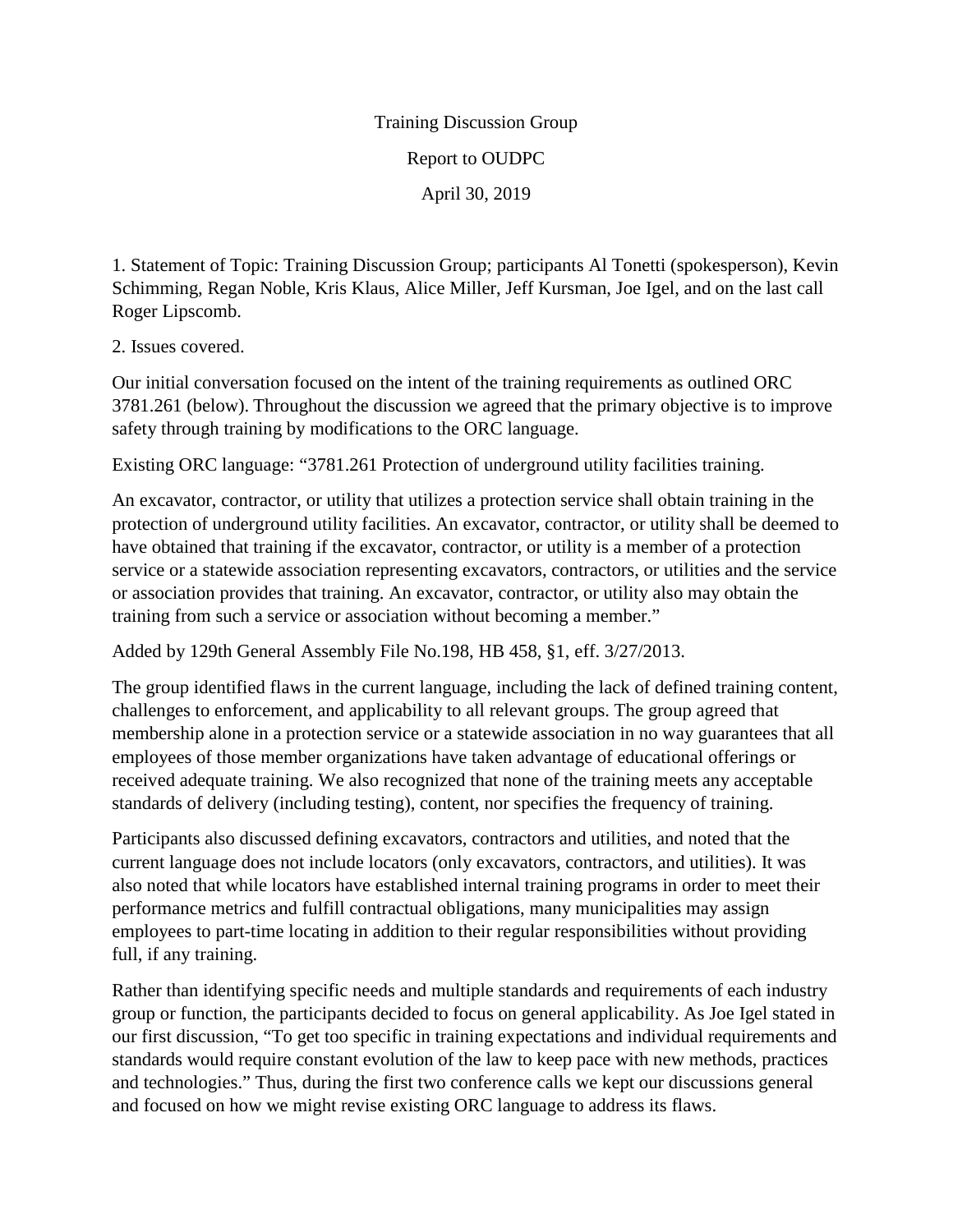Training Discussion Group

Report to OUDPC

April 30, 2019

1. Statement of Topic: Training Discussion Group; participants Al Tonetti (spokesperson), Kevin Schimming, Regan Noble, Kris Klaus, Alice Miller, Jeff Kursman, Joe Igel, and on the last call Roger Lipscomb.

2. Issues covered.

Our initial conversation focused on the intent of the training requirements as outlined ORC 3781.261 (below). Throughout the discussion we agreed that the primary objective is to improve safety through training by modifications to the ORC language.

Existing ORC language: "3781.261 Protection of underground utility facilities training.

An excavator, contractor, or utility that utilizes a protection service shall obtain training in the protection of underground utility facilities. An excavator, contractor, or utility shall be deemed to have obtained that training if the excavator, contractor, or utility is a member of a protection service or a statewide association representing excavators, contractors, or utilities and the service or association provides that training. An excavator, contractor, or utility also may obtain the training from such a service or association without becoming a member."

Added by 129th General Assembly File No.198, HB 458, §1, eff. 3/27/2013.

The group identified flaws in the current language, including the lack of defined training content, challenges to enforcement, and applicability to all relevant groups. The group agreed that membership alone in a protection service or a statewide association in no way guarantees that all employees of those member organizations have taken advantage of educational offerings or received adequate training. We also recognized that none of the training meets any acceptable standards of delivery (including testing), content, nor specifies the frequency of training.

Participants also discussed defining excavators, contractors and utilities, and noted that the current language does not include locators (only excavators, contractors, and utilities). It was also noted that while locators have established internal training programs in order to meet their performance metrics and fulfill contractual obligations, many municipalities may assign employees to part-time locating in addition to their regular responsibilities without providing full, if any training.

Rather than identifying specific needs and multiple standards and requirements of each industry group or function, the participants decided to focus on general applicability. As Joe Igel stated in our first discussion, "To get too specific in training expectations and individual requirements and standards would require constant evolution of the law to keep pace with new methods, practices and technologies." Thus, during the first two conference calls we kept our discussions general and focused on how we might revise existing ORC language to address its flaws.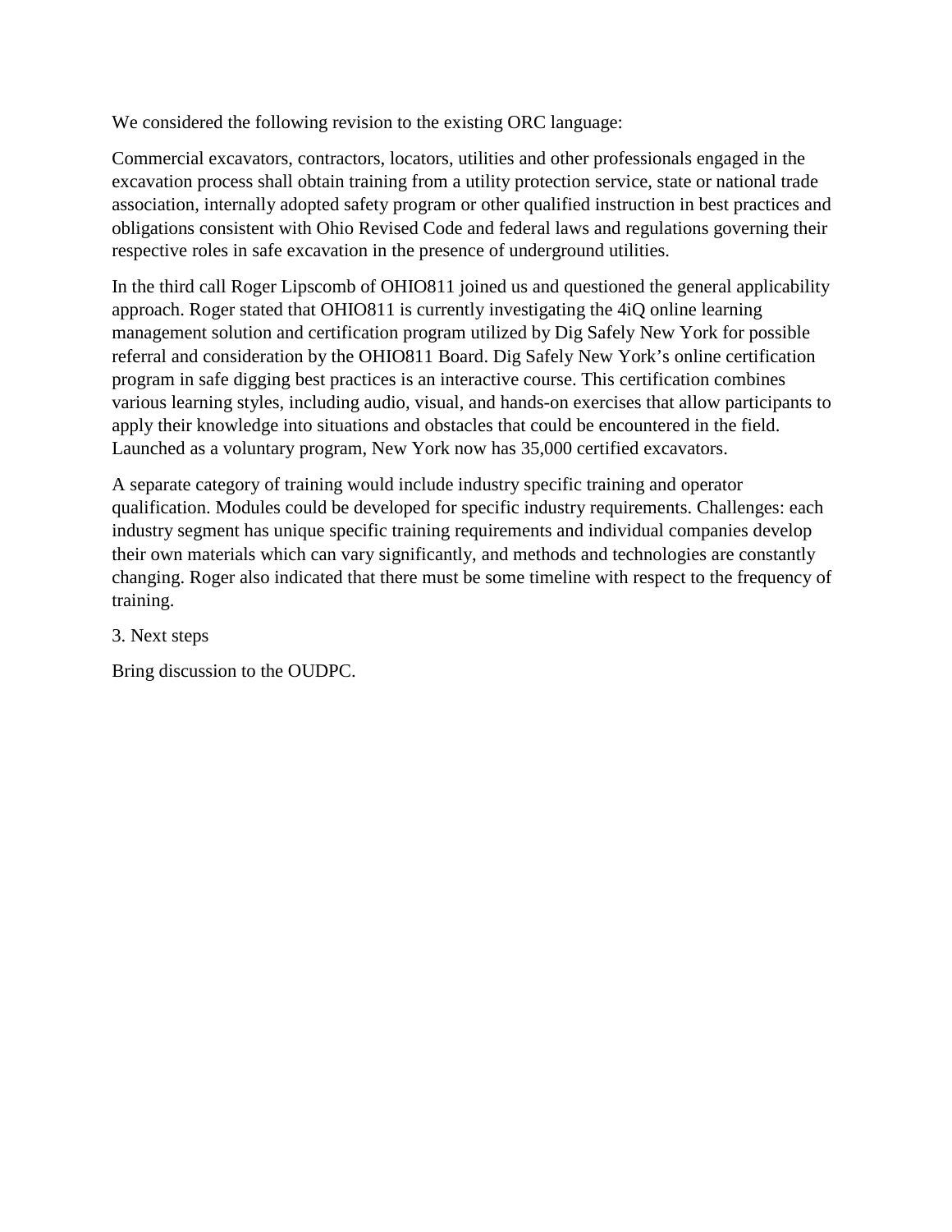We considered the following revision to the existing ORC language:

Commercial excavators, contractors, locators, utilities and other professionals engaged in the excavation process shall obtain training from a utility protection service, state or national trade association, internally adopted safety program or other qualified instruction in best practices and obligations consistent with Ohio Revised Code and federal laws and regulations governing their respective roles in safe excavation in the presence of underground utilities.

In the third call Roger Lipscomb of OHIO811 joined us and questioned the general applicability approach. Roger stated that OHIO811 is currently investigating the 4iQ online learning management solution and certification program utilized by Dig Safely New York for possible referral and consideration by the OHIO811 Board. Dig Safely New York's online certification program in safe digging best practices is an interactive course. This certification combines various learning styles, including audio, visual, and hands-on exercises that allow participants to apply their knowledge into situations and obstacles that could be encountered in the field. Launched as a voluntary program, New York now has 35,000 certified excavators.

A separate category of training would include industry specific training and operator qualification. Modules could be developed for specific industry requirements. Challenges: each industry segment has unique specific training requirements and individual companies develop their own materials which can vary significantly, and methods and technologies are constantly changing. Roger also indicated that there must be some timeline with respect to the frequency of training.

3. Next steps

Bring discussion to the OUDPC.